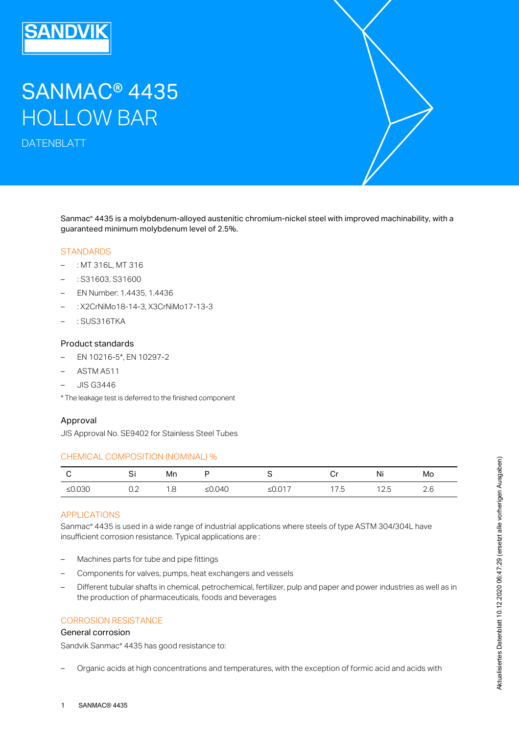# SANMAC® 4435 HOLLOW BAR

DATENBLATT

Sanmac® 4435 is a molybdenum-alloyed austenitic chromium-nickel steel with improved machinability, with a guaranteed minimum molybdenum level of 2.5%.

## STANDARDS

- : MT 316L, MT 316
- : S31603, S31600
- EN Number: 1.4435, 1.4436
- : X2CrNiMo18-14-3, X3CrNiMo17-13-3
- : SUS316TKA

### Product standards

- EN 10216-5*, EN 10297-2
- ASTM A511
- JIS G3446

* The leakage test is deferred to the finished component

### Approval

JIS Approval No. SE9402 for Stainless Steel Tubes

## CHEMICAL COMPOSITION (NOMINAL) %

| C | Si | Mn | P | S | Cr | Ni | Mo |
|---|---|---|---|---|---|---|---|
| ≤0.030 | 0.2 | 1.8 | ≤0.040 | ≤0.017 | 17.5 | 12.5 | 2.6 |

## APPLICATIONS

Sanmac® 4435 is used in a wide range of industrial applications where steels of type ASTM 304/304L have insufficient corrosion resistance. Typical applications are :

- Machines parts for tube and pipe fittings
- Components for valves, pumps, heat exchangers and vessels
- Different tubular shafts in chemical, petrochemical, fertilizer, pulp and paper and power industries as well as in the production of pharmaceuticals, foods and beverages

## CORROSION RESISTANCE

### General corrosion

Sandvik Sanmac® 4435 has good resistance to:

- Organic acids at high concentrations and temperatures, with the exception of formic acid and acids with

Aktualisiertes Datenblatt 10.12.2020 06:47:29 (ersetzt alle vorherigen Ausgaben)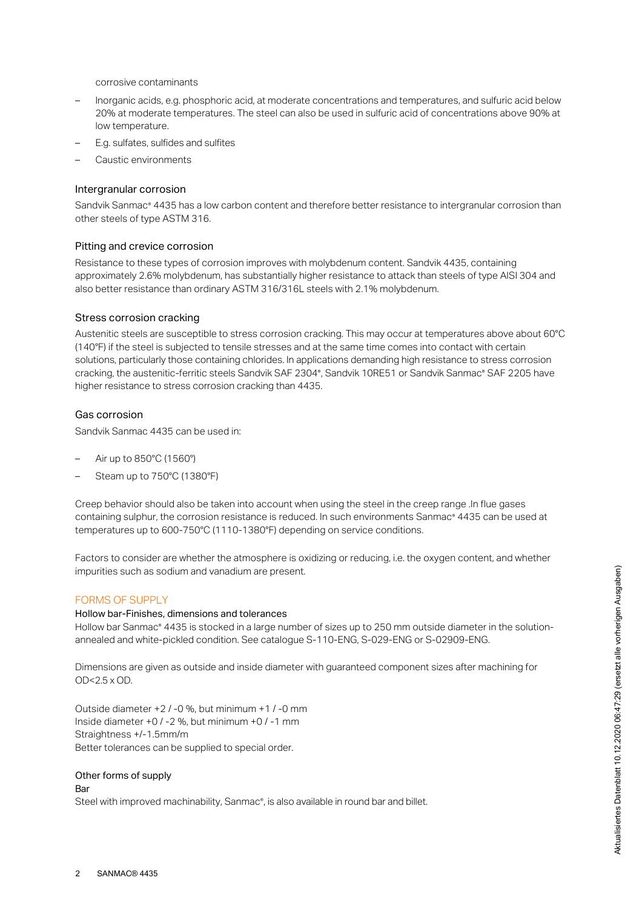corrosive contaminants

- Inorganic acids, e.g. phosphoric acid, at moderate concentrations and temperatures, and sulfuric acid below 20% at moderate temperatures. The steel can also be used in sulfuric acid of concentrations above 90% at low temperature.
- E.g. sulfates, sulfides and sulfites
- Caustic environments

### Intergranular corrosion

Sandvik Sanmac® 4435 has a low carbon content and therefore better resistance to intergranular corrosion than other steels of type ASTM 316.

### Pitting and crevice corrosion

Resistance to these types of corrosion improves with molybdenum content. Sandvik 4435, containing approximately 2.6% molybdenum, has substantially higher resistance to attack than steels of type AISI 304 and also better resistance than ordinary ASTM 316/316L steels with 2.1% molybdenum.

### Stress corrosion cracking

Austenitic steels are susceptible to stress corrosion cracking. This may occur at temperatures above about 60°C (140°F) if the steel is subjected to tensile stresses and at the same time comes into contact with certain solutions, particularly those containing chlorides. In applications demanding high resistance to stress corrosion cracking, the austenitic-ferritic steels Sandvik SAF 2304®, Sandvik 10RE51 or Sandvik Sanmac® SAF 2205 have higher resistance to stress corrosion cracking than 4435.

### Gas corrosion

Sandvik Sanmac 4435 can be used in:

- Air up to 850°C (1560°)
- Steam up to 750°C (1380°F)

Creep behavior should also be taken into account when using the steel in the creep range .In flue gases containing sulphur, the corrosion resistance is reduced. In such environments Sanmac® 4435 can be used at temperatures up to 600-750°C (1110-1380°F) depending on service conditions.

Factors to consider are whether the atmosphere is oxidizing or reducing, i.e. the oxygen content, and whether impurities such as sodium and vanadium are present.

## FORMS OF SUPPLY

### Hollow bar-Finishes, dimensions and tolerances

Hollow bar Sanmac® 4435 is stocked in a large number of sizes up to 250 mm outside diameter in the solution-annealed and white-pickled condition. See catalogue S-110-ENG, S-029-ENG or S-02909-ENG.

Dimensions are given as outside and inside diameter with guaranteed component sizes after machining for OD<2.5 x OD.

Outside diameter +2 / -0 %, but minimum +1 / -0 mm
Inside diameter +0 / -2 %, but minimum +0 / -1 mm
Straightness +/-1.5mm/m
Better tolerances can be supplied to special order.

### Other forms of supply

#### Bar

Steel with improved machinability, Sanmac®, is also available in round bar and billet.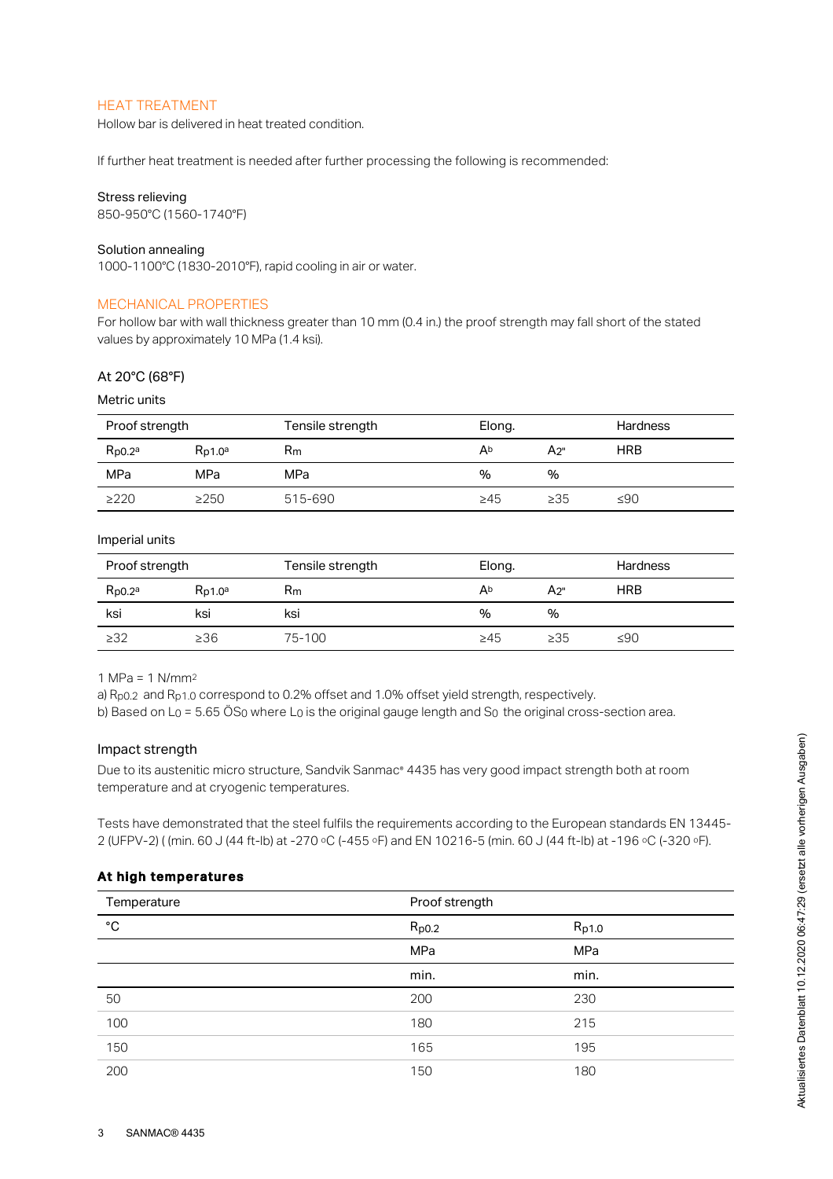## HEAT TREATMENT

Hollow bar is delivered in heat treated condition.

If further heat treatment is needed after further processing the following is recommended:

Stress relieving
850-950°C (1560-1740°F)

Solution annealing
1000-1100°C (1830-2010°F), rapid cooling in air or water.

## MECHANICAL PROPERTIES

For hollow bar with wall thickness greater than 10 mm (0.4 in.) the proof strength may fall short of the stated values by approximately 10 MPa (1.4 ksi).

### At 20°C (68°F)

Metric units

| Proof strength | | Tensile strength | Elong. | | Hardness |
|---|---|---|---|---|---|
| $R_{p0.2}$[a] | $R_{p1.0}$[a] | $R_m$ | A[b] | $A_{2"}$ | HRB |
| MPa | MPa | MPa | % | % | |
| ≥220 | ≥250 | 515-690 | ≥45 | ≥35 | ≤90 |

Imperial units

| Proof strength | | Tensile strength | Elong. | | Hardness |
|---|---|---|---|---|---|
| $R_{p0.2}$[a] | $R_{p1.0}$[a] | $R_m$ | A[b] | $A_{2"}$ | HRB |
| ksi | ksi | ksi | % | % | |
| ≥32 | ≥36 | 75-100 | ≥45 | ≥35 | ≤90 |

1 MPa = 1 $N/mm^2$

a) $R_{p0.2}$ and $R_{p1.0}$ correspond to 0.2% offset and 1.0% offset yield strength, respectively.

b) Based on $L_0$ = 5.65 Ö$S_0$ where $L_0$ is the original gauge length and $S_0$ the original cross-section area.

### Impact strength

Due to its austenitic micro structure, Sandvik Sanmac® 4435 has very good impact strength both at room temperature and at cryogenic temperatures.

Tests have demonstrated that the steel fulfils the requirements according to the European standards EN 13445-2 (UFPV-2) ( (min. 60 J (44 ft-lb) at -270 °C (-455 °F) and EN 10216-5 (min. 60 J (44 ft-lb) at -196 °C (-320 °F).

### At high temperatures

| Temperature | Proof strength | |
|---|---|---|
| °C | $R_{p0.2}$ | $R_{p1.0}$ |
| | MPa | MPa |
| | min. | min. |
| 50 | 200 | 230 |
| 100 | 180 | 215 |
| 150 | 165 | 195 |
| 200 | 150 | 180 |

Aktualisiertes Datenblatt 10.12.2020 06:47:29 (ersetzt alle vorherigen Ausgaben)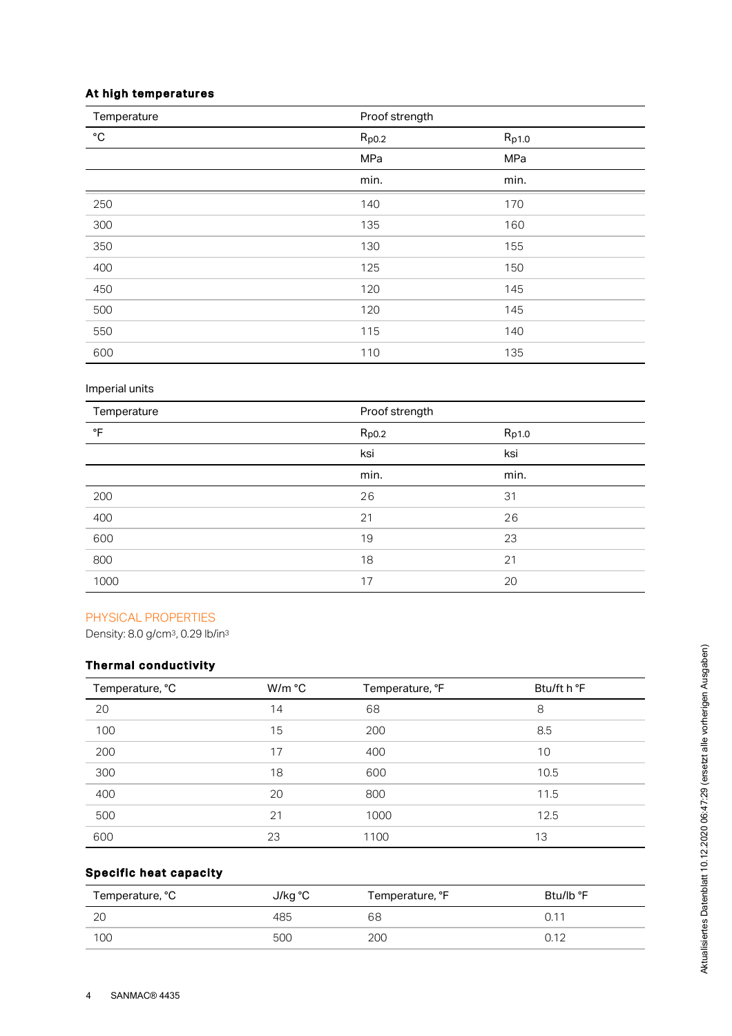#### At high temperatures

| Temperature | Proof strength | |
|---|---|---|
| °C | $R_{p0.2}$ | $R_{p1.0}$ |
| | MPa | MPa |
| | min. | min. |
| 250 | 140 | 170 |
| 300 | 135 | 160 |
| 350 | 130 | 155 |
| 400 | 125 | 150 |
| 450 | 120 | 145 |
| 500 | 120 | 145 |
| 550 | 115 | 140 |
| 600 | 110 | 135 |

Imperial units

| Temperature | Proof strength | |
|---|---|---|
| °F | $R_{p0.2}$ | $R_{p1.0}$ |
| | ksi | ksi |
| | min. | min. |
| 200 | 26 | 31 |
| 400 | 21 | 26 |
| 600 | 19 | 23 |
| 800 | 18 | 21 |
| 1000 | 17 | 20 |

## PHYSICAL PROPERTIES

Density: 8.0 g/cm³, 0.29 lb/in³

#### Thermal conductivity

| Temperature, °C | W/m °C | Temperature, °F | Btu/ft h °F |
|---|---|---|---|
| 20 | 14 | 68 | 8 |
| 100 | 15 | 200 | 8.5 |
| 200 | 17 | 400 | 10 |
| 300 | 18 | 600 | 10.5 |
| 400 | 20 | 800 | 11.5 |
| 500 | 21 | 1000 | 12.5 |
| 600 | 23 | 1100 | 13 |

#### Specific heat capacity

| Temperature, °C | J/kg °C | Temperature, °F | Btu/lb °F |
|---|---|---|---|
| 20 | 485 | 68 | 0.11 |
| 100 | 500 | 200 | 0.12 |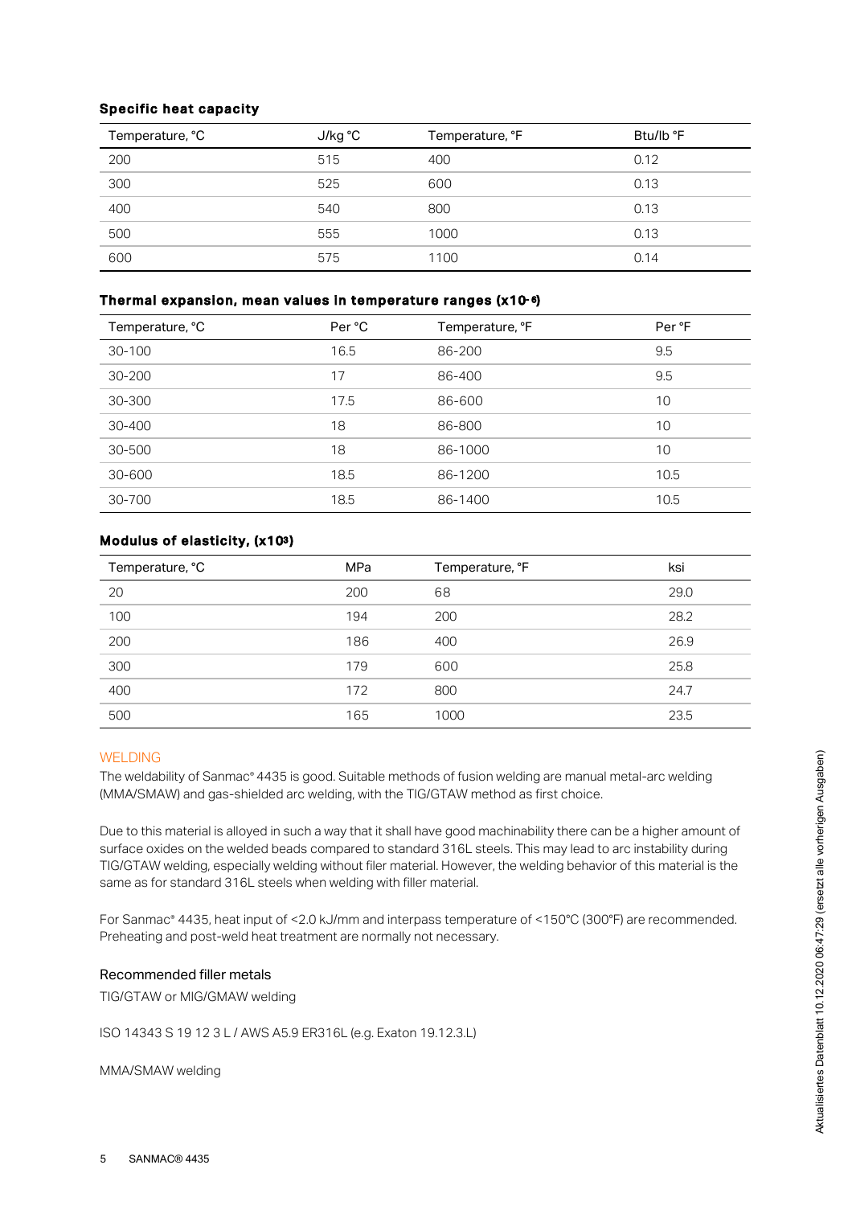### Specific heat capacity

| Temperature, °C | J/kg °C | Temperature, °F | Btu/lb °F |
|---|---|---|---|
| 200 | 515 | 400 | 0.12 |
| 300 | 525 | 600 | 0.13 |
| 400 | 540 | 800 | 0.13 |
| 500 | 555 | 1000 | 0.13 |
| 600 | 575 | 1100 | 0.14 |

### Thermal expansion, mean values in temperature ranges ($x10^{-6}$)

| Temperature, °C | Per °C | Temperature, °F | Per °F |
|---|---|---|---|
| 30-100 | 16.5 | 86-200 | 9.5 |
| 30-200 | 17 | 86-400 | 9.5 |
| 30-300 | 17.5 | 86-600 | 10 |
| 30-400 | 18 | 86-800 | 10 |
| 30-500 | 18 | 86-1000 | 10 |
| 30-600 | 18.5 | 86-1200 | 10.5 |
| 30-700 | 18.5 | 86-1400 | 10.5 |

### Modulus of elasticity, ($x10^{3}$)

| Temperature, °C | MPa | Temperature, °F | ksi |
|---|---|---|---|
| 20 | 200 | 68 | 29.0 |
| 100 | 194 | 200 | 28.2 |
| 200 | 186 | 400 | 26.9 |
| 300 | 179 | 600 | 25.8 |
| 400 | 172 | 800 | 24.7 |
| 500 | 165 | 1000 | 23.5 |

## WELDING

The weldability of Sanmac® 4435 is good. Suitable methods of fusion welding are manual metal-arc welding (MMA/SMAW) and gas-shielded arc welding, with the TIG/GTAW method as first choice.

Due to this material is alloyed in such a way that it shall have good machinability there can be a higher amount of surface oxides on the welded beads compared to standard 316L steels. This may lead to arc instability during TIG/GTAW welding, especially welding without filer material. However, the welding behavior of this material is the same as for standard 316L steels when welding with filler material.

For Sanmac® 4435, heat input of <2.0 kJ/mm and interpass temperature of <150°C (300°F) are recommended. Preheating and post-weld heat treatment are normally not necessary.

### Recommended filler metals

TIG/GTAW or MIG/GMAW welding

ISO 14343 S 19 12 3 L / AWS A5.9 ER316L (e.g. Exaton 19.12.3.L)

MMA/SMAW welding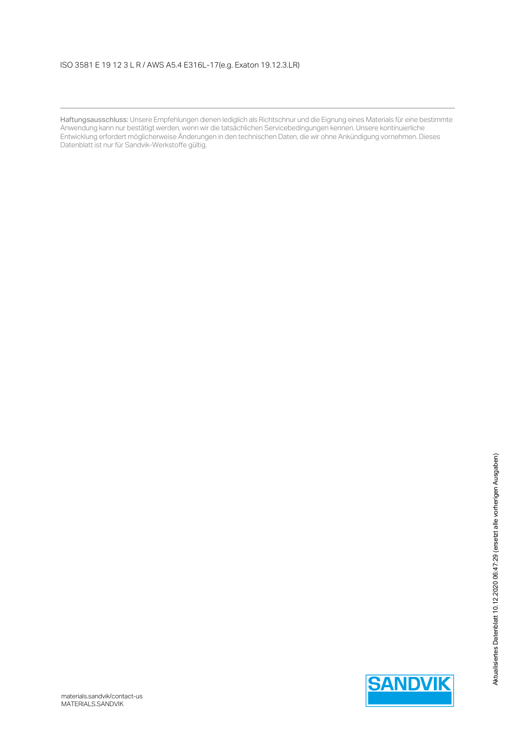ISO 3581 E 19 12 3 L R / AWS A5.4 E316L-17(e.g. Exaton 19.12.3.LR)

---

**Haftungsausschluss:** Unsere Empfehlungen dienen lediglich als Richtschnur und die Eignung eines Materials für eine bestimmte Anwendung kann nur bestätigt werden, wenn wir die tatsächlichen Servicebedingungen kennen. Unsere kontinuierliche Entwicklung erfordert möglicherweise Änderungen in den technischen Daten, die wir ohne Ankündigung vornehmen. Dieses Datenblatt ist nur für Sandvik-Werkstoffe gültig.

Aktualisiertes Datenblatt 10.12.2020 06:47:29 (ersetzt alle vorherigen Ausgaben)

materials.sandvik/contact-us
MATERIALS.SANDVIK

SANDVIK